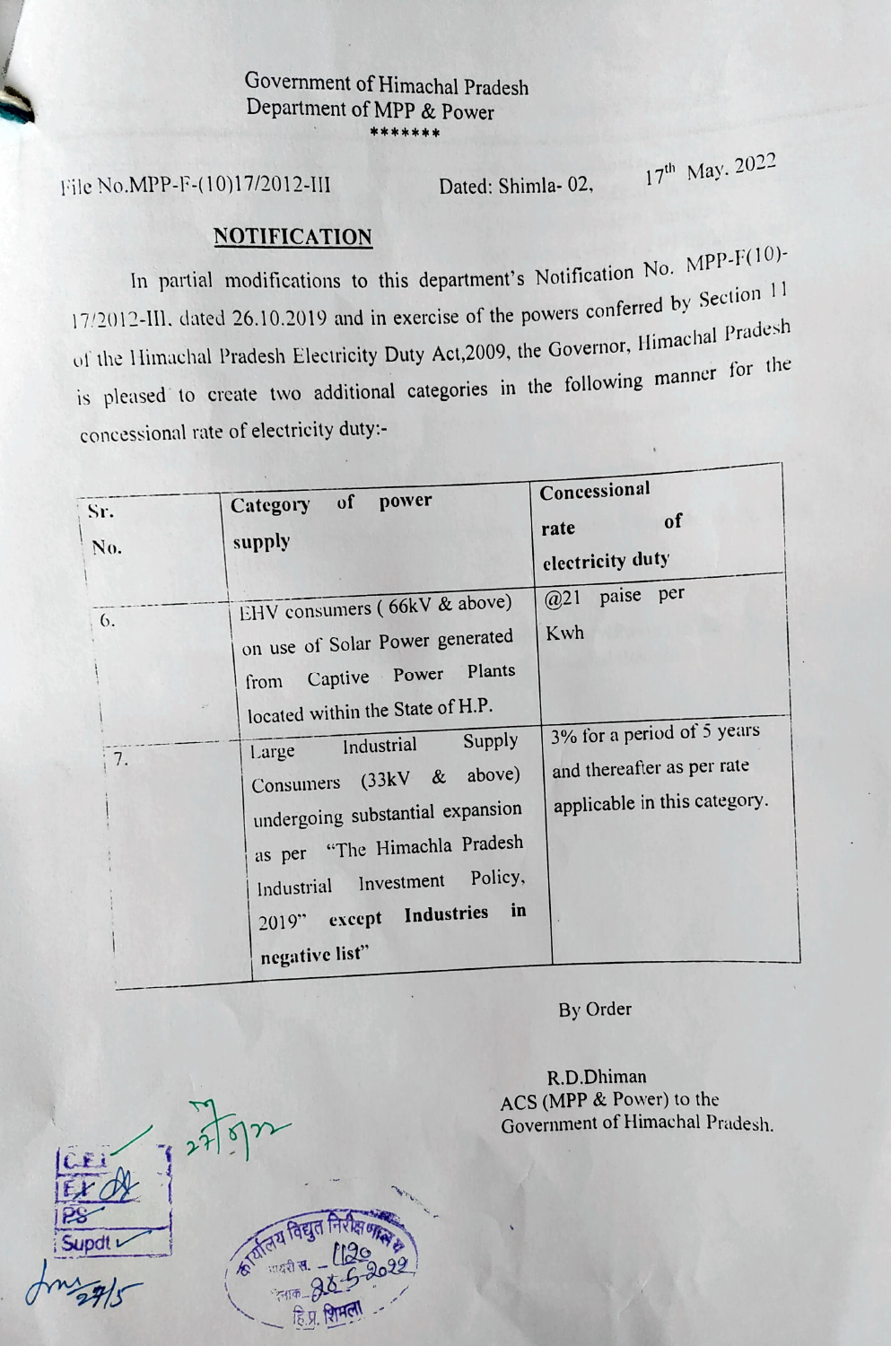Government of Himachal Pradesh
Department of MPP & Power
*******

File No.MPP-F-(10)17/2012-III Dated: Shimla- 02, 17th May. 2022

## NOTIFICATION

In partial modifications to this department's Notification No. MPP-F(10)-17/2012-III, dated 26.10.2019 and in exercise of the powers conferred by Section 11 of the Himachal Pradesh Electricity Duty Act,2009, the Governor, Himachal Pradesh is pleased to create two additional categories in the following manner for the concessional rate of electricity duty:-

| Sr. No. | Category of power supply | Concessional rate of electricity duty |
|---|---|---|
| 6. | EHV consumers ( 66kV & above) on use of Solar Power generated from Captive Power Plants located within the State of H.P. | @21 paise per Kwh |
| 7. | Large Industrial Supply Consumers (33kV & above) undergoing substantial expansion as per "The Himachla Pradesh Industrial Investment Policy, 2019" except Industries in negative list" | 3% for a period of 5 years and thereafter as per rate applicable in this category. |

By Order

R.D.Dhiman
ACS (MPP & Power) to the
Government of Himachal Pradesh.

CEI
EX
PS
Supdt

कार्यालय विद्युत निरीक्षणालय
डायरी सं. 1120
दिनांक 28-5-2022
हि.प्र. शिमला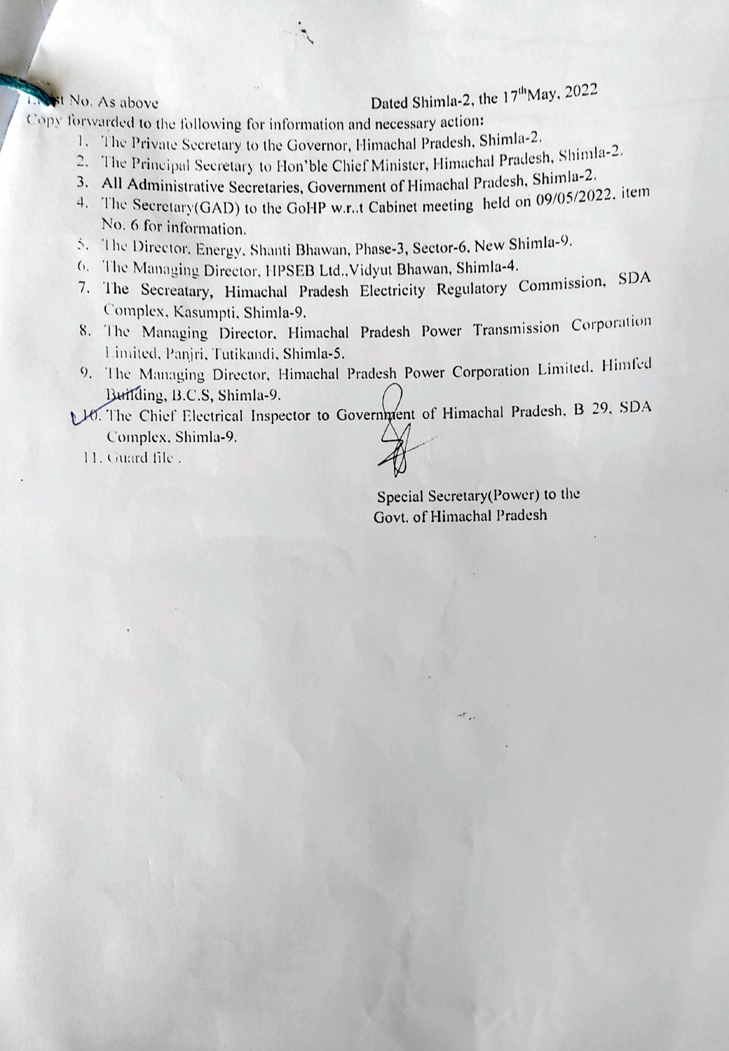Endst No. As above Dated Shimla-2, the 17th May, 2022

Copy forwarded to the following for information and necessary action:

1. The Private Secretary to the Governor, Himachal Pradesh, Shimla-2.
2. The Principal Secretary to Hon'ble Chief Minister, Himachal Pradesh, Shimla-2.
3. All Administrative Secretaries, Government of Himachal Pradesh, Shimla-2.
4. The Secretary(GAD) to the GoHP w.r..t Cabinet meeting held on 09/05/2022. item No. 6 for information.
5. The Director, Energy, Shanti Bhawan, Phase-3, Sector-6, New Shimla-9.
6. The Managing Director, HPSEB Ltd., Vidyut Bhawan, Shimla-4.
7. The Secreatary, Himachal Pradesh Electricity Regulatory Commission, SDA Complex, Kasumpti, Shimla-9.
8. The Managing Director, Himachal Pradesh Power Transmission Corporation Limited, Panjri, Tutikandi, Shimla-5.
9. The Managing Director, Himachal Pradesh Power Corporation Limited. Himfed Building, B.C.S, Shimla-9.
10. The Chief Electrical Inspector to Government of Himachal Pradesh, B 29, SDA Complex, Shimla-9.
11. Guard file.

Special Secretary(Power) to the
Govt. of Himachal Pradesh